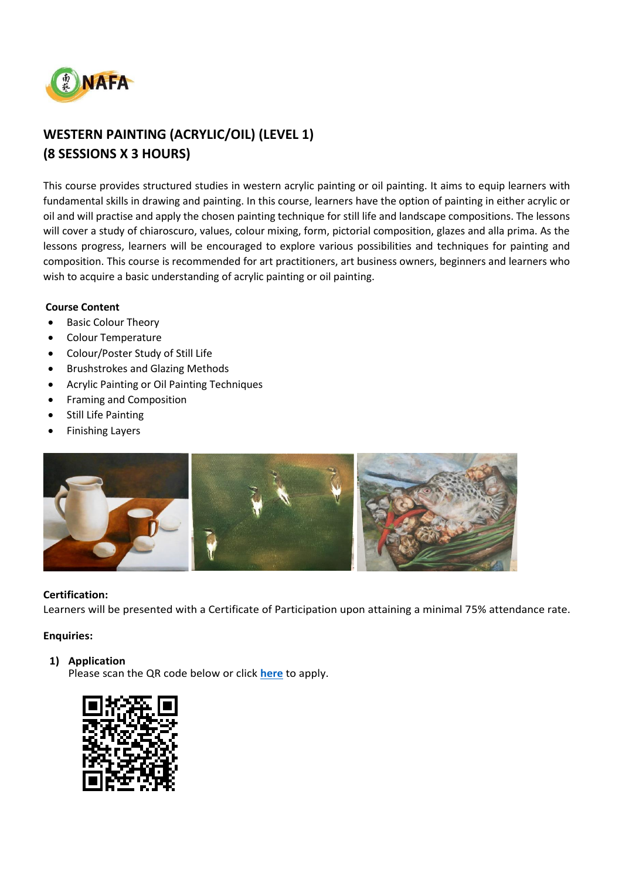# WESTERN PAINTING (ACRYLIC/OIL) (LEVEL 1)
# (8 SESSIONS X 3 HOURS)

This course provides structured studies in western acrylic painting or oil painting. It aims to equip learners with fundamental skills in drawing and painting. In this course, learners have the option of painting in either acrylic or oil and will practise and apply the chosen painting technique for still life and landscape compositions. The lessons will cover a study of chiaroscuro, values, colour mixing, form, pictorial composition, glazes and alla prima. As the lessons progress, learners will be encouraged to explore various possibilities and techniques for painting and composition. This course is recommended for art practitioners, art business owners, beginners and learners who wish to acquire a basic understanding of acrylic painting or oil painting.

**Course Content**

- Basic Colour Theory
- Colour Temperature
- Colour/Poster Study of Still Life
- Brushstrokes and Glazing Methods
- Acrylic Painting or Oil Painting Techniques
- Framing and Composition
- Still Life Painting
- Finishing Layers

**Certification:**

Learners will be presented with a Certificate of Participation upon attaining a minimal 75% attendance rate.

**Enquiries:**

1) **Application**
   Please scan the QR code below or click **here** to apply.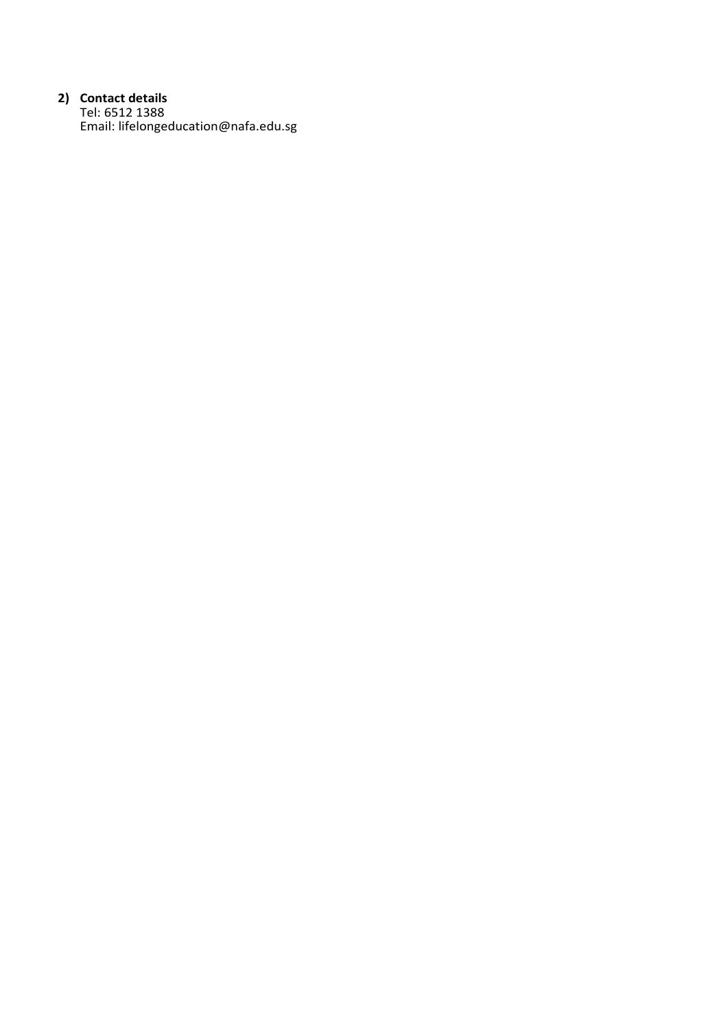2) **Contact details**
   Tel: 6512 1388
   Email: lifelongeducation@nafa.edu.sg